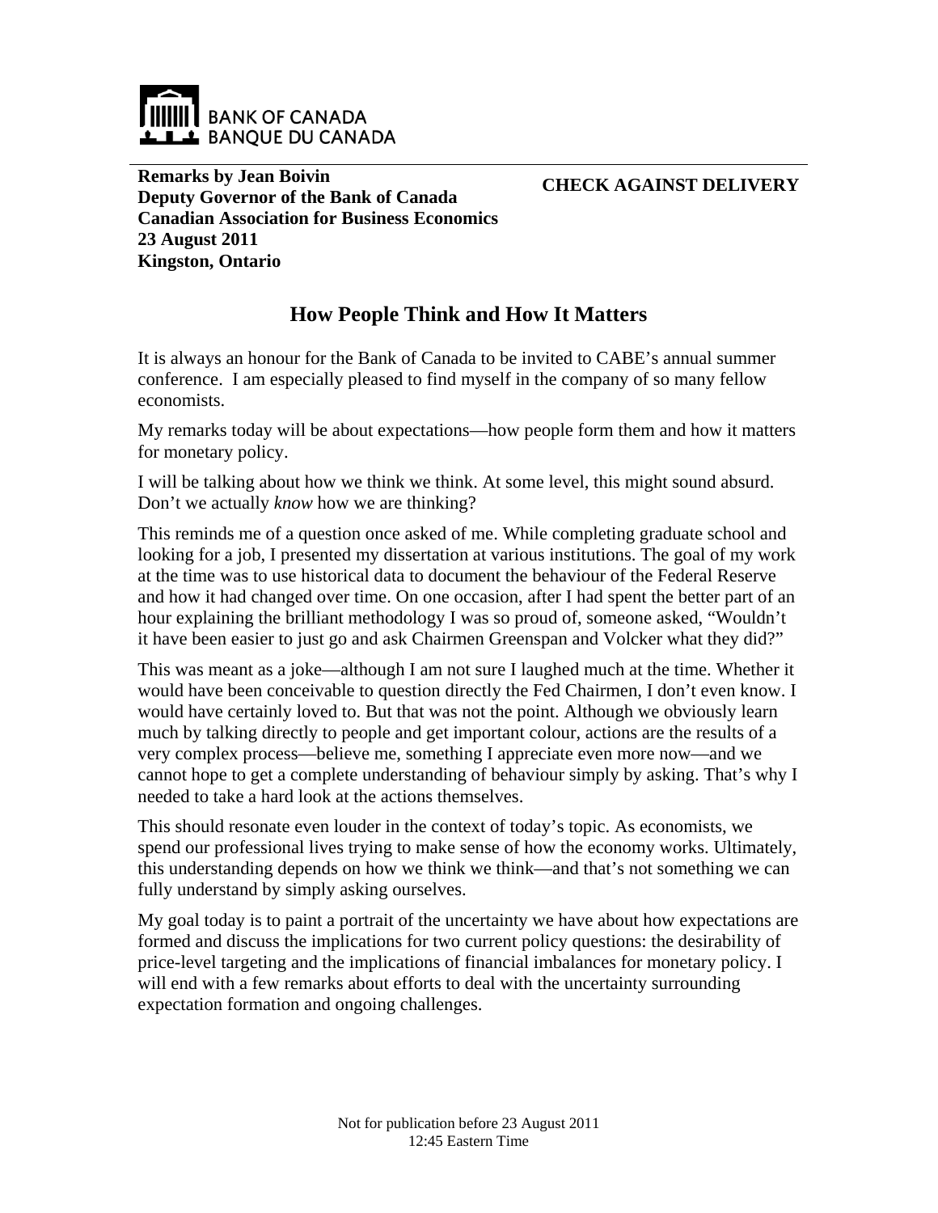BANK OF CANADA
BANQUE DU CANADA

**Remarks by Jean Boivin**
**Deputy Governor of the Bank of Canada**
**Canadian Association for Business Economics**
**23 August 2011**
**Kingston, Ontario**

**CHECK AGAINST DELIVERY**

# How People Think and How It Matters

It is always an honour for the Bank of Canada to be invited to CABE's annual summer conference. I am especially pleased to find myself in the company of so many fellow economists.

My remarks today will be about expectations—how people form them and how it matters for monetary policy.

I will be talking about how we think we think. At some level, this might sound absurd. Don't we actually *know* how we are thinking?

This reminds me of a question once asked of me. While completing graduate school and looking for a job, I presented my dissertation at various institutions. The goal of my work at the time was to use historical data to document the behaviour of the Federal Reserve and how it had changed over time. On one occasion, after I had spent the better part of an hour explaining the brilliant methodology I was so proud of, someone asked, "Wouldn't it have been easier to just go and ask Chairmen Greenspan and Volcker what they did?"

This was meant as a joke—although I am not sure I laughed much at the time. Whether it would have been conceivable to question directly the Fed Chairmen, I don't even know. I would have certainly loved to. But that was not the point. Although we obviously learn much by talking directly to people and get important colour, actions are the results of a very complex process—believe me, something I appreciate even more now—and we cannot hope to get a complete understanding of behaviour simply by asking. That's why I needed to take a hard look at the actions themselves.

This should resonate even louder in the context of today's topic. As economists, we spend our professional lives trying to make sense of how the economy works. Ultimately, this understanding depends on how we think we think—and that's not something we can fully understand by simply asking ourselves.

My goal today is to paint a portrait of the uncertainty we have about how expectations are formed and discuss the implications for two current policy questions: the desirability of price-level targeting and the implications of financial imbalances for monetary policy. I will end with a few remarks about efforts to deal with the uncertainty surrounding expectation formation and ongoing challenges.

Not for publication before 23 August 2011
12:45 Eastern Time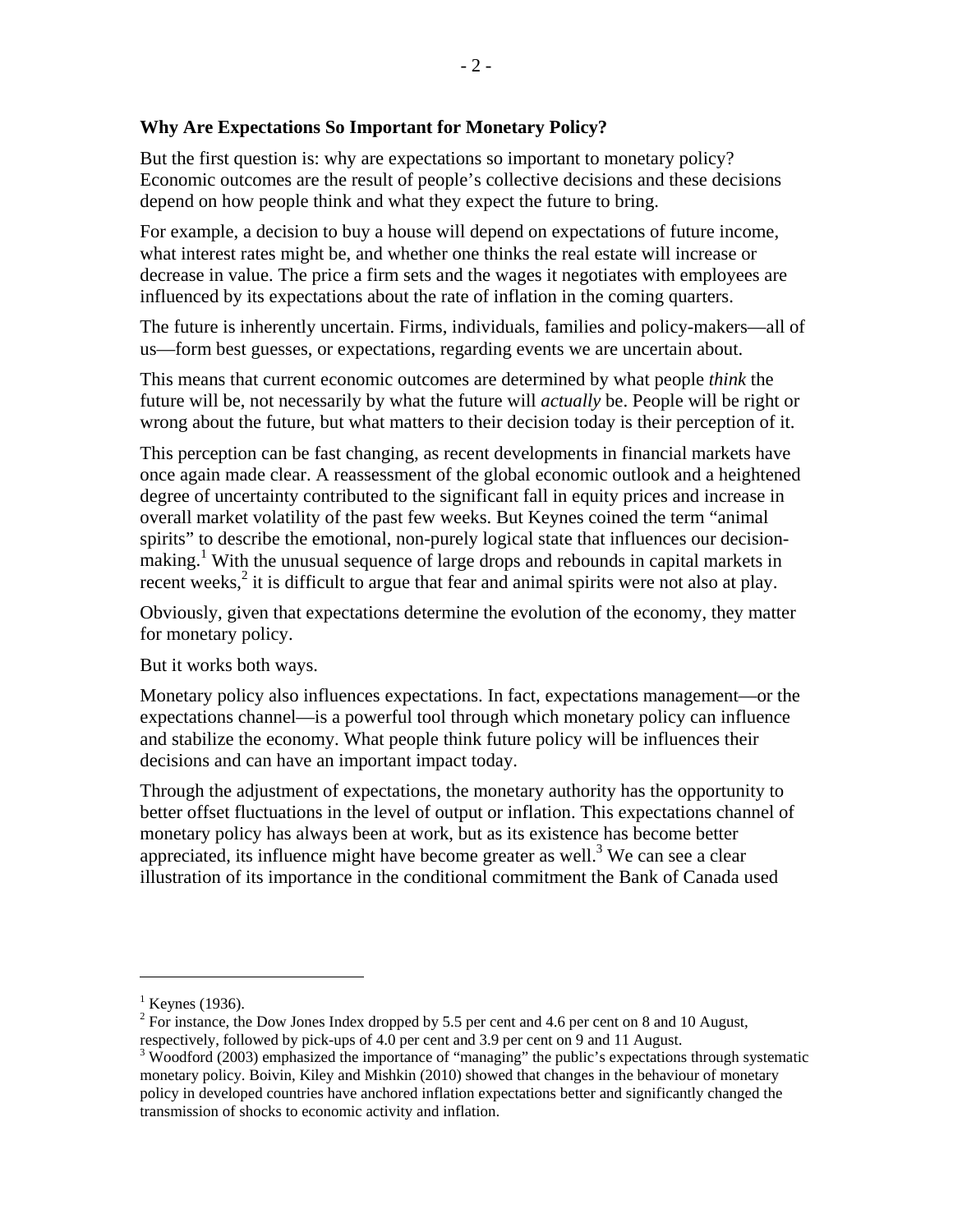**Why Are Expectations So Important for Monetary Policy?**

But the first question is: why are expectations so important to monetary policy? Economic outcomes are the result of people's collective decisions and these decisions depend on how people think and what they expect the future to bring.

For example, a decision to buy a house will depend on expectations of future income, what interest rates might be, and whether one thinks the real estate will increase or decrease in value. The price a firm sets and the wages it negotiates with employees are influenced by its expectations about the rate of inflation in the coming quarters.

The future is inherently uncertain. Firms, individuals, families and policy-makers—all of us—form best guesses, or expectations, regarding events we are uncertain about.

This means that current economic outcomes are determined by what people *think* the future will be, not necessarily by what the future will *actually* be. People will be right or wrong about the future, but what matters to their decision today is their perception of it.

This perception can be fast changing, as recent developments in financial markets have once again made clear. A reassessment of the global economic outlook and a heightened degree of uncertainty contributed to the significant fall in equity prices and increase in overall market volatility of the past few weeks. But Keynes coined the term "animal spirits" to describe the emotional, non-purely logical state that influences our decision-making.[1] With the unusual sequence of large drops and rebounds in capital markets in recent weeks,[2] it is difficult to argue that fear and animal spirits were not also at play.

Obviously, given that expectations determine the evolution of the economy, they matter for monetary policy.

But it works both ways.

Monetary policy also influences expectations. In fact, expectations management—or the expectations channel—is a powerful tool through which monetary policy can influence and stabilize the economy. What people think future policy will be influences their decisions and can have an important impact today.

Through the adjustment of expectations, the monetary authority has the opportunity to better offset fluctuations in the level of output or inflation. This expectations channel of monetary policy has always been at work, but as its existence has become better appreciated, its influence might have become greater as well.[3] We can see a clear illustration of its importance in the conditional commitment the Bank of Canada used

---

[1] Keynes (1936).

[2] For instance, the Dow Jones Index dropped by 5.5 per cent and 4.6 per cent on 8 and 10 August, respectively, followed by pick-ups of 4.0 per cent and 3.9 per cent on 9 and 11 August.

[3] Woodford (2003) emphasized the importance of "managing" the public's expectations through systematic monetary policy. Boivin, Kiley and Mishkin (2010) showed that changes in the behaviour of monetary policy in developed countries have anchored inflation expectations better and significantly changed the transmission of shocks to economic activity and inflation.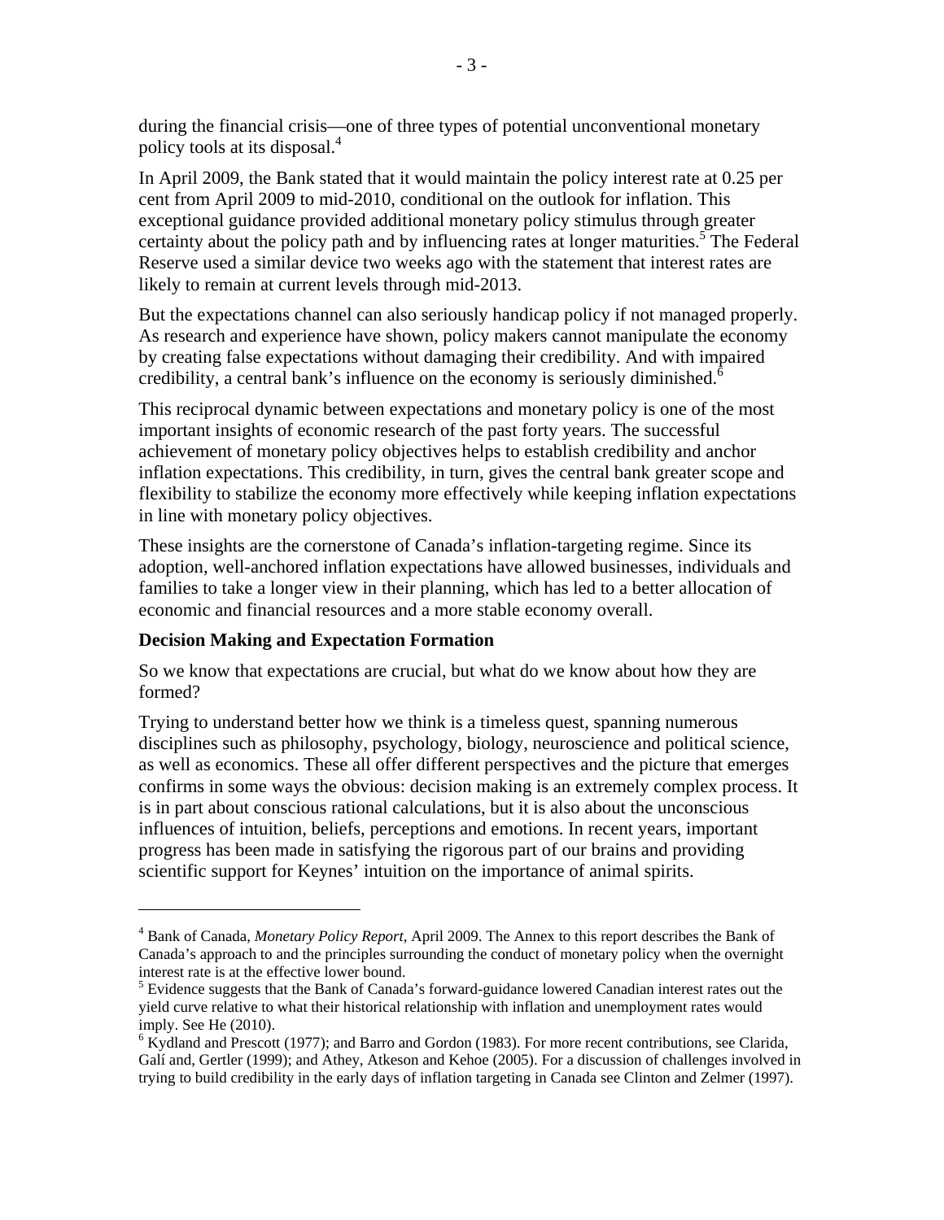during the financial crisis—one of three types of potential unconventional monetary policy tools at its disposal.[4]

In April 2009, the Bank stated that it would maintain the policy interest rate at 0.25 per cent from April 2009 to mid-2010, conditional on the outlook for inflation. This exceptional guidance provided additional monetary policy stimulus through greater certainty about the policy path and by influencing rates at longer maturities.[5] The Federal Reserve used a similar device two weeks ago with the statement that interest rates are likely to remain at current levels through mid-2013.

But the expectations channel can also seriously handicap policy if not managed properly. As research and experience have shown, policy makers cannot manipulate the economy by creating false expectations without damaging their credibility. And with impaired credibility, a central bank's influence on the economy is seriously diminished.[6]

This reciprocal dynamic between expectations and monetary policy is one of the most important insights of economic research of the past forty years. The successful achievement of monetary policy objectives helps to establish credibility and anchor inflation expectations. This credibility, in turn, gives the central bank greater scope and flexibility to stabilize the economy more effectively while keeping inflation expectations in line with monetary policy objectives.

These insights are the cornerstone of Canada's inflation-targeting regime. Since its adoption, well-anchored inflation expectations have allowed businesses, individuals and families to take a longer view in their planning, which has led to a better allocation of economic and financial resources and a more stable economy overall.

**Decision Making and Expectation Formation**

So we know that expectations are crucial, but what do we know about how they are formed?

Trying to understand better how we think is a timeless quest, spanning numerous disciplines such as philosophy, psychology, biology, neuroscience and political science, as well as economics. These all offer different perspectives and the picture that emerges confirms in some ways the obvious: decision making is an extremely complex process. It is in part about conscious rational calculations, but it is also about the unconscious influences of intuition, beliefs, perceptions and emotions. In recent years, important progress has been made in satisfying the rigorous part of our brains and providing scientific support for Keynes' intuition on the importance of animal spirits.

---

[4] Bank of Canada, *Monetary Policy Report*, April 2009. The Annex to this report describes the Bank of Canada's approach to and the principles surrounding the conduct of monetary policy when the overnight interest rate is at the effective lower bound.

[5] Evidence suggests that the Bank of Canada's forward-guidance lowered Canadian interest rates out the yield curve relative to what their historical relationship with inflation and unemployment rates would imply. See He (2010).

[6] Kydland and Prescott (1977); and Barro and Gordon (1983). For more recent contributions, see Clarida, Galí and, Gertler (1999); and Athey, Atkeson and Kehoe (2005). For a discussion of challenges involved in trying to build credibility in the early days of inflation targeting in Canada see Clinton and Zelmer (1997).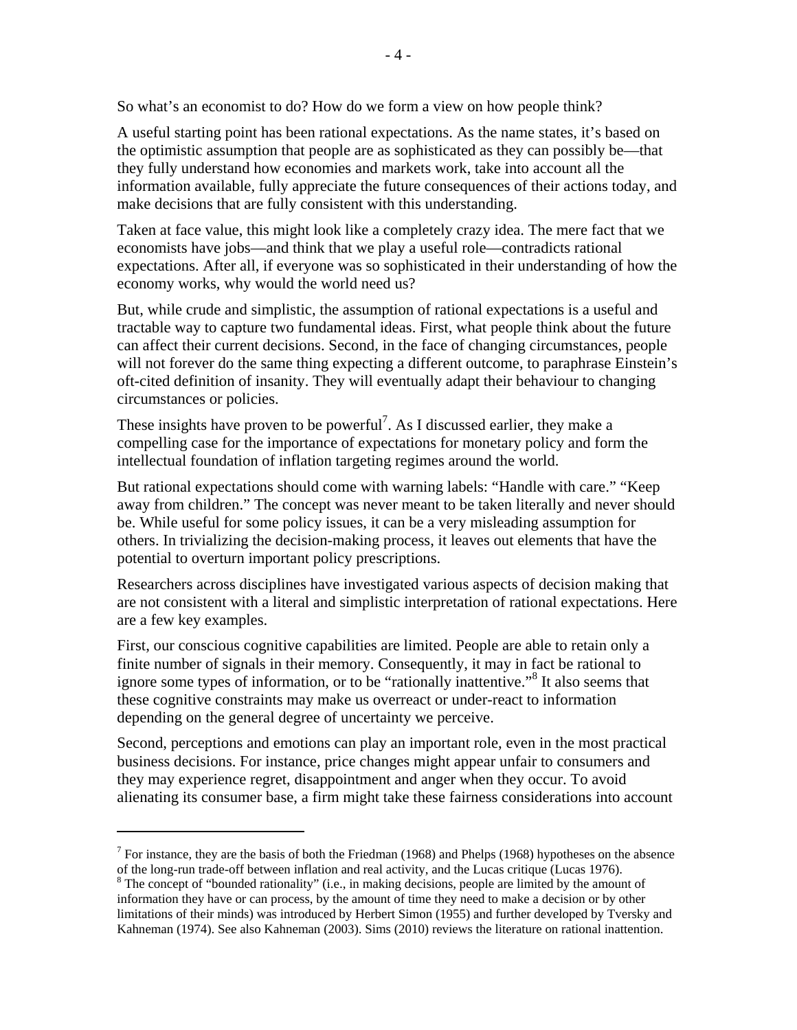So what's an economist to do? How do we form a view on how people think?

A useful starting point has been rational expectations. As the name states, it's based on the optimistic assumption that people are as sophisticated as they can possibly be—that they fully understand how economies and markets work, take into account all the information available, fully appreciate the future consequences of their actions today, and make decisions that are fully consistent with this understanding.

Taken at face value, this might look like a completely crazy idea. The mere fact that we economists have jobs—and think that we play a useful role—contradicts rational expectations. After all, if everyone was so sophisticated in their understanding of how the economy works, why would the world need us?

But, while crude and simplistic, the assumption of rational expectations is a useful and tractable way to capture two fundamental ideas. First, what people think about the future can affect their current decisions. Second, in the face of changing circumstances, people will not forever do the same thing expecting a different outcome, to paraphrase Einstein's oft-cited definition of insanity. They will eventually adapt their behaviour to changing circumstances or policies.

These insights have proven to be powerful[7]. As I discussed earlier, they make a compelling case for the importance of expectations for monetary policy and form the intellectual foundation of inflation targeting regimes around the world.

But rational expectations should come with warning labels: "Handle with care." "Keep away from children." The concept was never meant to be taken literally and never should be. While useful for some policy issues, it can be a very misleading assumption for others. In trivializing the decision-making process, it leaves out elements that have the potential to overturn important policy prescriptions.

Researchers across disciplines have investigated various aspects of decision making that are not consistent with a literal and simplistic interpretation of rational expectations. Here are a few key examples.

First, our conscious cognitive capabilities are limited. People are able to retain only a finite number of signals in their memory. Consequently, it may in fact be rational to ignore some types of information, or to be "rationally inattentive."[8] It also seems that these cognitive constraints may make us overreact or under-react to information depending on the general degree of uncertainty we perceive.

Second, perceptions and emotions can play an important role, even in the most practical business decisions. For instance, price changes might appear unfair to consumers and they may experience regret, disappointment and anger when they occur. To avoid alienating its consumer base, a firm might take these fairness considerations into account

---

[7] For instance, they are the basis of both the Friedman (1968) and Phelps (1968) hypotheses on the absence of the long-run trade-off between inflation and real activity, and the Lucas critique (Lucas 1976).

[8] The concept of "bounded rationality" (i.e., in making decisions, people are limited by the amount of information they have or can process, by the amount of time they need to make a decision or by other limitations of their minds) was introduced by Herbert Simon (1955) and further developed by Tversky and Kahneman (1974). See also Kahneman (2003). Sims (2010) reviews the literature on rational inattention.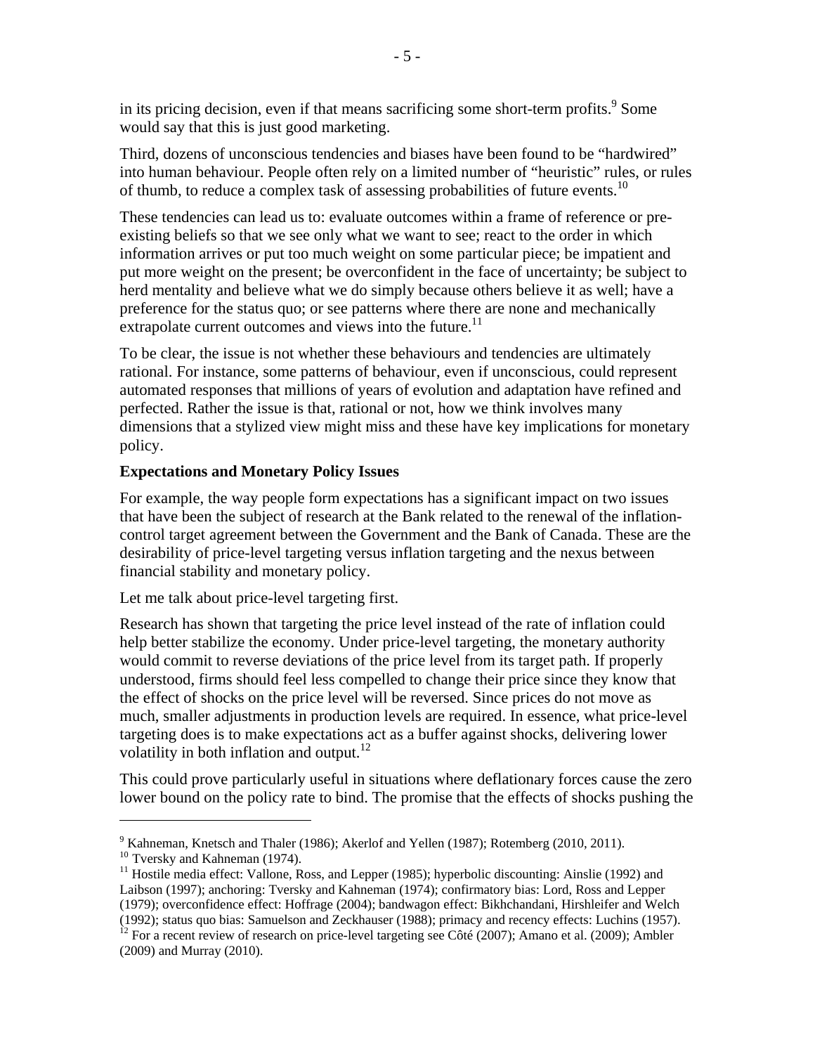in its pricing decision, even if that means sacrificing some short-term profits.[9] Some would say that this is just good marketing.

Third, dozens of unconscious tendencies and biases have been found to be "hardwired" into human behaviour. People often rely on a limited number of "heuristic" rules, or rules of thumb, to reduce a complex task of assessing probabilities of future events.[10]

These tendencies can lead us to: evaluate outcomes within a frame of reference or pre-existing beliefs so that we see only what we want to see; react to the order in which information arrives or put too much weight on some particular piece; be impatient and put more weight on the present; be overconfident in the face of uncertainty; be subject to herd mentality and believe what we do simply because others believe it as well; have a preference for the status quo; or see patterns where there are none and mechanically extrapolate current outcomes and views into the future.[11]

To be clear, the issue is not whether these behaviours and tendencies are ultimately rational. For instance, some patterns of behaviour, even if unconscious, could represent automated responses that millions of years of evolution and adaptation have refined and perfected. Rather the issue is that, rational or not, how we think involves many dimensions that a stylized view might miss and these have key implications for monetary policy.

**Expectations and Monetary Policy Issues**

For example, the way people form expectations has a significant impact on two issues that have been the subject of research at the Bank related to the renewal of the inflation-control target agreement between the Government and the Bank of Canada. These are the desirability of price-level targeting versus inflation targeting and the nexus between financial stability and monetary policy.

Let me talk about price-level targeting first.

Research has shown that targeting the price level instead of the rate of inflation could help better stabilize the economy. Under price-level targeting, the monetary authority would commit to reverse deviations of the price level from its target path. If properly understood, firms should feel less compelled to change their price since they know that the effect of shocks on the price level will be reversed. Since prices do not move as much, smaller adjustments in production levels are required. In essence, what price-level targeting does is to make expectations act as a buffer against shocks, delivering lower volatility in both inflation and output.[12]

This could prove particularly useful in situations where deflationary forces cause the zero lower bound on the policy rate to bind. The promise that the effects of shocks pushing the

---

[9] Kahneman, Knetsch and Thaler (1986); Akerlof and Yellen (1987); Rotemberg (2010, 2011).

[10] Tversky and Kahneman (1974).

[11] Hostile media effect: Vallone, Ross, and Lepper (1985); hyperbolic discounting: Ainslie (1992) and Laibson (1997); anchoring: Tversky and Kahneman (1974); confirmatory bias: Lord, Ross and Lepper (1979); overconfidence effect: Hoffrage (2004); bandwagon effect: Bikhchandani, Hirshleifer and Welch (1992); status quo bias: Samuelson and Zeckhauser (1988); primacy and recency effects: Luchins (1957).

[12] For a recent review of research on price-level targeting see Côté (2007); Amano et al. (2009); Ambler (2009) and Murray (2010).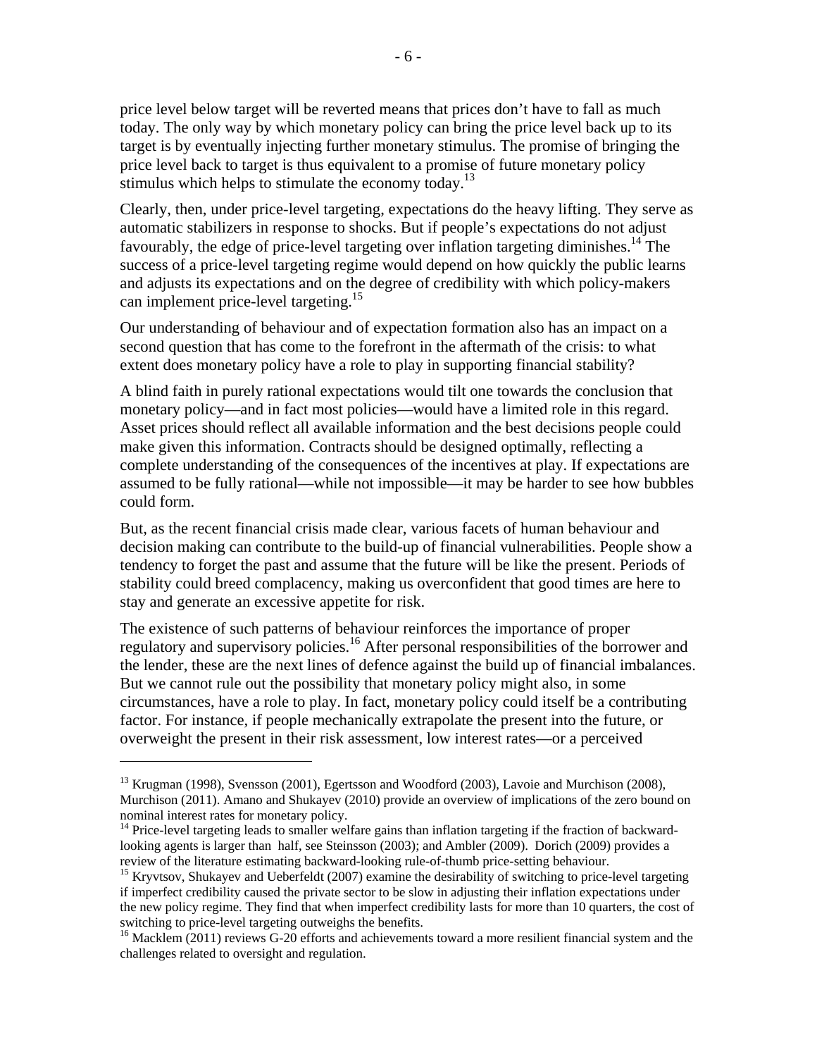price level below target will be reverted means that prices don't have to fall as much today. The only way by which monetary policy can bring the price level back up to its target is by eventually injecting further monetary stimulus. The promise of bringing the price level back to target is thus equivalent to a promise of future monetary policy stimulus which helps to stimulate the economy today.[13]

Clearly, then, under price-level targeting, expectations do the heavy lifting. They serve as automatic stabilizers in response to shocks. But if people's expectations do not adjust favourably, the edge of price-level targeting over inflation targeting diminishes.[14] The success of a price-level targeting regime would depend on how quickly the public learns and adjusts its expectations and on the degree of credibility with which policy-makers can implement price-level targeting.[15]

Our understanding of behaviour and of expectation formation also has an impact on a second question that has come to the forefront in the aftermath of the crisis: to what extent does monetary policy have a role to play in supporting financial stability?

A blind faith in purely rational expectations would tilt one towards the conclusion that monetary policy—and in fact most policies—would have a limited role in this regard. Asset prices should reflect all available information and the best decisions people could make given this information. Contracts should be designed optimally, reflecting a complete understanding of the consequences of the incentives at play. If expectations are assumed to be fully rational—while not impossible—it may be harder to see how bubbles could form.

But, as the recent financial crisis made clear, various facets of human behaviour and decision making can contribute to the build-up of financial vulnerabilities. People show a tendency to forget the past and assume that the future will be like the present. Periods of stability could breed complacency, making us overconfident that good times are here to stay and generate an excessive appetite for risk.

The existence of such patterns of behaviour reinforces the importance of proper regulatory and supervisory policies.[16] After personal responsibilities of the borrower and the lender, these are the next lines of defence against the build up of financial imbalances. But we cannot rule out the possibility that monetary policy might also, in some circumstances, have a role to play. In fact, monetary policy could itself be a contributing factor. For instance, if people mechanically extrapolate the present into the future, or overweight the present in their risk assessment, low interest rates—or a perceived

---

[13] Krugman (1998), Svensson (2001), Egertsson and Woodford (2003), Lavoie and Murchison (2008), Murchison (2011). Amano and Shukayev (2010) provide an overview of implications of the zero bound on nominal interest rates for monetary policy.

[14] Price-level targeting leads to smaller welfare gains than inflation targeting if the fraction of backward-looking agents is larger than half, see Steinsson (2003); and Ambler (2009). Dorich (2009) provides a review of the literature estimating backward-looking rule-of-thumb price-setting behaviour.

[15] Kryvtsov, Shukayev and Ueberfeldt (2007) examine the desirability of switching to price-level targeting if imperfect credibility caused the private sector to be slow in adjusting their inflation expectations under the new policy regime. They find that when imperfect credibility lasts for more than 10 quarters, the cost of switching to price-level targeting outweighs the benefits.

[16] Macklem (2011) reviews G-20 efforts and achievements toward a more resilient financial system and the challenges related to oversight and regulation.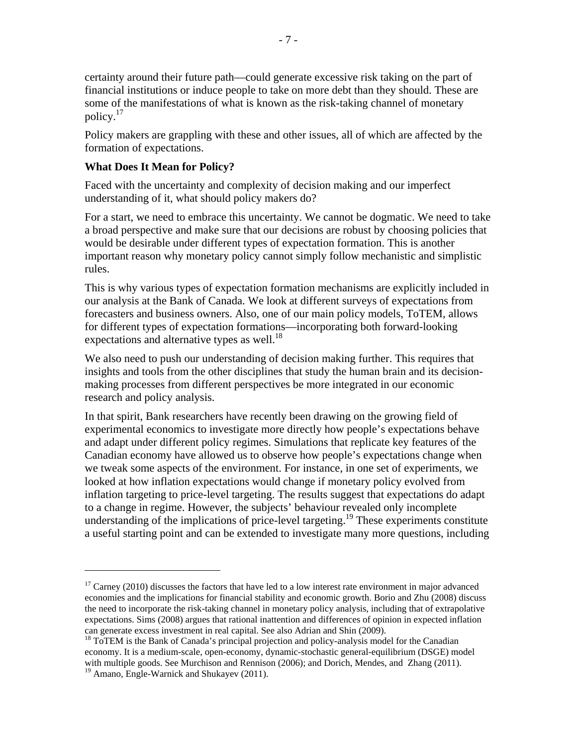certainty around their future path—could generate excessive risk taking on the part of financial institutions or induce people to take on more debt than they should. These are some of the manifestations of what is known as the risk-taking channel of monetary policy.[17]

Policy makers are grappling with these and other issues, all of which are affected by the formation of expectations.

**What Does It Mean for Policy?**

Faced with the uncertainty and complexity of decision making and our imperfect understanding of it, what should policy makers do?

For a start, we need to embrace this uncertainty. We cannot be dogmatic. We need to take a broad perspective and make sure that our decisions are robust by choosing policies that would be desirable under different types of expectation formation. This is another important reason why monetary policy cannot simply follow mechanistic and simplistic rules.

This is why various types of expectation formation mechanisms are explicitly included in our analysis at the Bank of Canada. We look at different surveys of expectations from forecasters and business owners. Also, one of our main policy models, ToTEM, allows for different types of expectation formations—incorporating both forward-looking expectations and alternative types as well.[18]

We also need to push our understanding of decision making further. This requires that insights and tools from the other disciplines that study the human brain and its decision-making processes from different perspectives be more integrated in our economic research and policy analysis.

In that spirit, Bank researchers have recently been drawing on the growing field of experimental economics to investigate more directly how people's expectations behave and adapt under different policy regimes. Simulations that replicate key features of the Canadian economy have allowed us to observe how people's expectations change when we tweak some aspects of the environment. For instance, in one set of experiments, we looked at how inflation expectations would change if monetary policy evolved from inflation targeting to price-level targeting. The results suggest that expectations do adapt to a change in regime. However, the subjects' behaviour revealed only incomplete understanding of the implications of price-level targeting.[19] These experiments constitute a useful starting point and can be extended to investigate many more questions, including

---

[17] Carney (2010) discusses the factors that have led to a low interest rate environment in major advanced economies and the implications for financial stability and economic growth. Borio and Zhu (2008) discuss the need to incorporate the risk-taking channel in monetary policy analysis, including that of extrapolative expectations. Sims (2008) argues that rational inattention and differences of opinion in expected inflation can generate excess investment in real capital. See also Adrian and Shin (2009).

[18] ToTEM is the Bank of Canada's principal projection and policy-analysis model for the Canadian economy. It is a medium-scale, open-economy, dynamic-stochastic general-equilibrium (DSGE) model with multiple goods. See Murchison and Rennison (2006); and Dorich, Mendes, and Zhang (2011).

[19] Amano, Engle-Warnick and Shukayev (2011).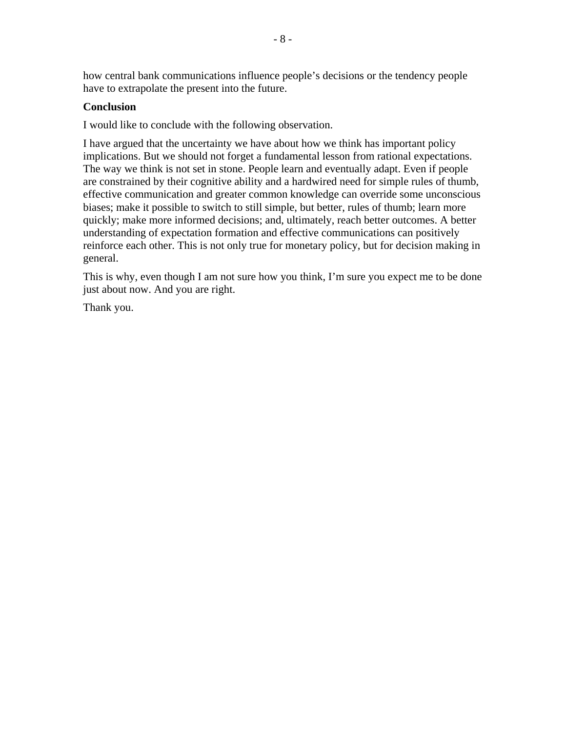how central bank communications influence people’s decisions or the tendency people have to extrapolate the present into the future.

**Conclusion**

I would like to conclude with the following observation.

I have argued that the uncertainty we have about how we think has important policy implications. But we should not forget a fundamental lesson from rational expectations. The way we think is not set in stone. People learn and eventually adapt. Even if people are constrained by their cognitive ability and a hardwired need for simple rules of thumb, effective communication and greater common knowledge can override some unconscious biases; make it possible to switch to still simple, but better, rules of thumb; learn more quickly; make more informed decisions; and, ultimately, reach better outcomes. A better understanding of expectation formation and effective communications can positively reinforce each other. This is not only true for monetary policy, but for decision making in general.

This is why, even though I am not sure how you think, I’m sure you expect me to be done just about now. And you are right.

Thank you.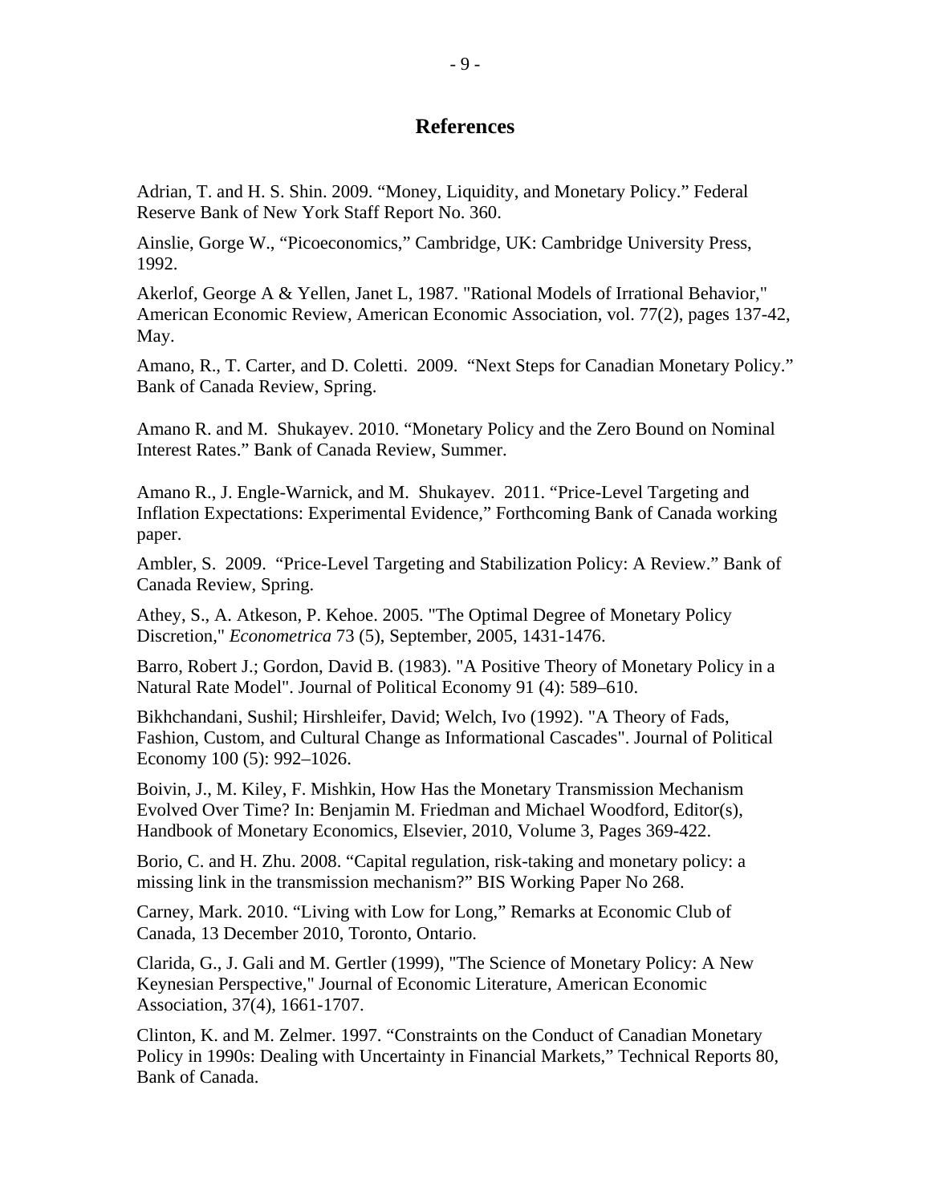# References

Adrian, T. and H. S. Shin. 2009. “Money, Liquidity, and Monetary Policy.” Federal Reserve Bank of New York Staff Report No. 360.

Ainslie, Gorge W., “Picoeconomics,” Cambridge, UK: Cambridge University Press, 1992.

Akerlof, George A & Yellen, Janet L, 1987. "Rational Models of Irrational Behavior," American Economic Review, American Economic Association, vol. 77(2), pages 137-42, May.

Amano, R., T. Carter, and D. Coletti. 2009. “Next Steps for Canadian Monetary Policy.” Bank of Canada Review, Spring.

Amano R. and M. Shukayev. 2010. “Monetary Policy and the Zero Bound on Nominal Interest Rates.” Bank of Canada Review, Summer.

Amano R., J. Engle-Warnick, and M. Shukayev. 2011. “Price-Level Targeting and Inflation Expectations: Experimental Evidence,” Forthcoming Bank of Canada working paper.

Ambler, S. 2009. “Price-Level Targeting and Stabilization Policy: A Review.” Bank of Canada Review, Spring.

Athey, S., A. Atkeson, P. Kehoe. 2005. "The Optimal Degree of Monetary Policy Discretion," *Econometrica* 73 (5), September, 2005, 1431-1476.

Barro, Robert J.; Gordon, David B. (1983). "A Positive Theory of Monetary Policy in a Natural Rate Model". Journal of Political Economy 91 (4): 589–610.

Bikhchandani, Sushil; Hirshleifer, David; Welch, Ivo (1992). "A Theory of Fads, Fashion, Custom, and Cultural Change as Informational Cascades". Journal of Political Economy 100 (5): 992–1026.

Boivin, J., M. Kiley, F. Mishkin, How Has the Monetary Transmission Mechanism Evolved Over Time? In: Benjamin M. Friedman and Michael Woodford, Editor(s), Handbook of Monetary Economics, Elsevier, 2010, Volume 3, Pages 369-422.

Borio, C. and H. Zhu. 2008. “Capital regulation, risk-taking and monetary policy: a missing link in the transmission mechanism?” BIS Working Paper No 268.

Carney, Mark. 2010. “Living with Low for Long,” Remarks at Economic Club of Canada, 13 December 2010, Toronto, Ontario.

Clarida, G., J. Gali and M. Gertler (1999), "The Science of Monetary Policy: A New Keynesian Perspective," Journal of Economic Literature, American Economic Association, 37(4), 1661-1707.

Clinton, K. and M. Zelmer. 1997. “Constraints on the Conduct of Canadian Monetary Policy in 1990s: Dealing with Uncertainty in Financial Markets,” Technical Reports 80, Bank of Canada.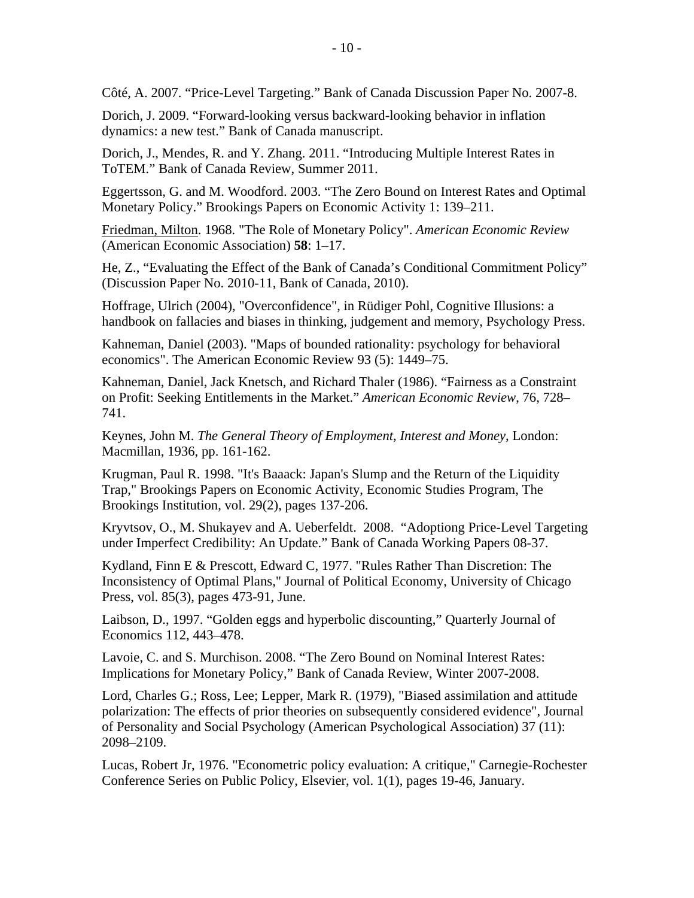Côté, A. 2007. "Price-Level Targeting." Bank of Canada Discussion Paper No. 2007-8.

Dorich, J. 2009. "Forward-looking versus backward-looking behavior in inflation dynamics: a new test." Bank of Canada manuscript.

Dorich, J., Mendes, R. and Y. Zhang. 2011. "Introducing Multiple Interest Rates in ToTEM." Bank of Canada Review, Summer 2011.

Eggertsson, G. and M. Woodford. 2003. "The Zero Bound on Interest Rates and Optimal Monetary Policy." Brookings Papers on Economic Activity 1: 139–211.

Friedman, Milton. 1968. "The Role of Monetary Policy". *American Economic Review* (American Economic Association) **58**: 1–17.

He, Z., "Evaluating the Effect of the Bank of Canada's Conditional Commitment Policy" (Discussion Paper No. 2010-11, Bank of Canada, 2010).

Hoffrage, Ulrich (2004), "Overconfidence", in Rüdiger Pohl, Cognitive Illusions: a handbook on fallacies and biases in thinking, judgement and memory, Psychology Press.

Kahneman, Daniel (2003). "Maps of bounded rationality: psychology for behavioral economics". The American Economic Review 93 (5): 1449–75.

Kahneman, Daniel, Jack Knetsch, and Richard Thaler (1986). "Fairness as a Constraint on Profit: Seeking Entitlements in the Market." *American Economic Review*, 76, 728–741.

Keynes, John M. *The General Theory of Employment, Interest and Money*, London: Macmillan, 1936, pp. 161-162.

Krugman, Paul R. 1998. "It's Baaack: Japan's Slump and the Return of the Liquidity Trap," Brookings Papers on Economic Activity, Economic Studies Program, The Brookings Institution, vol. 29(2), pages 137-206.

Kryvtsov, O., M. Shukayev and A. Ueberfeldt. 2008. "Adoptiong Price-Level Targeting under Imperfect Credibility: An Update." Bank of Canada Working Papers 08-37.

Kydland, Finn E & Prescott, Edward C, 1977. "Rules Rather Than Discretion: The Inconsistency of Optimal Plans," Journal of Political Economy, University of Chicago Press, vol. 85(3), pages 473-91, June.

Laibson, D., 1997. "Golden eggs and hyperbolic discounting," Quarterly Journal of Economics 112, 443–478.

Lavoie, C. and S. Murchison. 2008. "The Zero Bound on Nominal Interest Rates: Implications for Monetary Policy," Bank of Canada Review, Winter 2007-2008.

Lord, Charles G.; Ross, Lee; Lepper, Mark R. (1979), "Biased assimilation and attitude polarization: The effects of prior theories on subsequently considered evidence", Journal of Personality and Social Psychology (American Psychological Association) 37 (11): 2098–2109.

Lucas, Robert Jr, 1976. "Econometric policy evaluation: A critique," Carnegie-Rochester Conference Series on Public Policy, Elsevier, vol. 1(1), pages 19-46, January.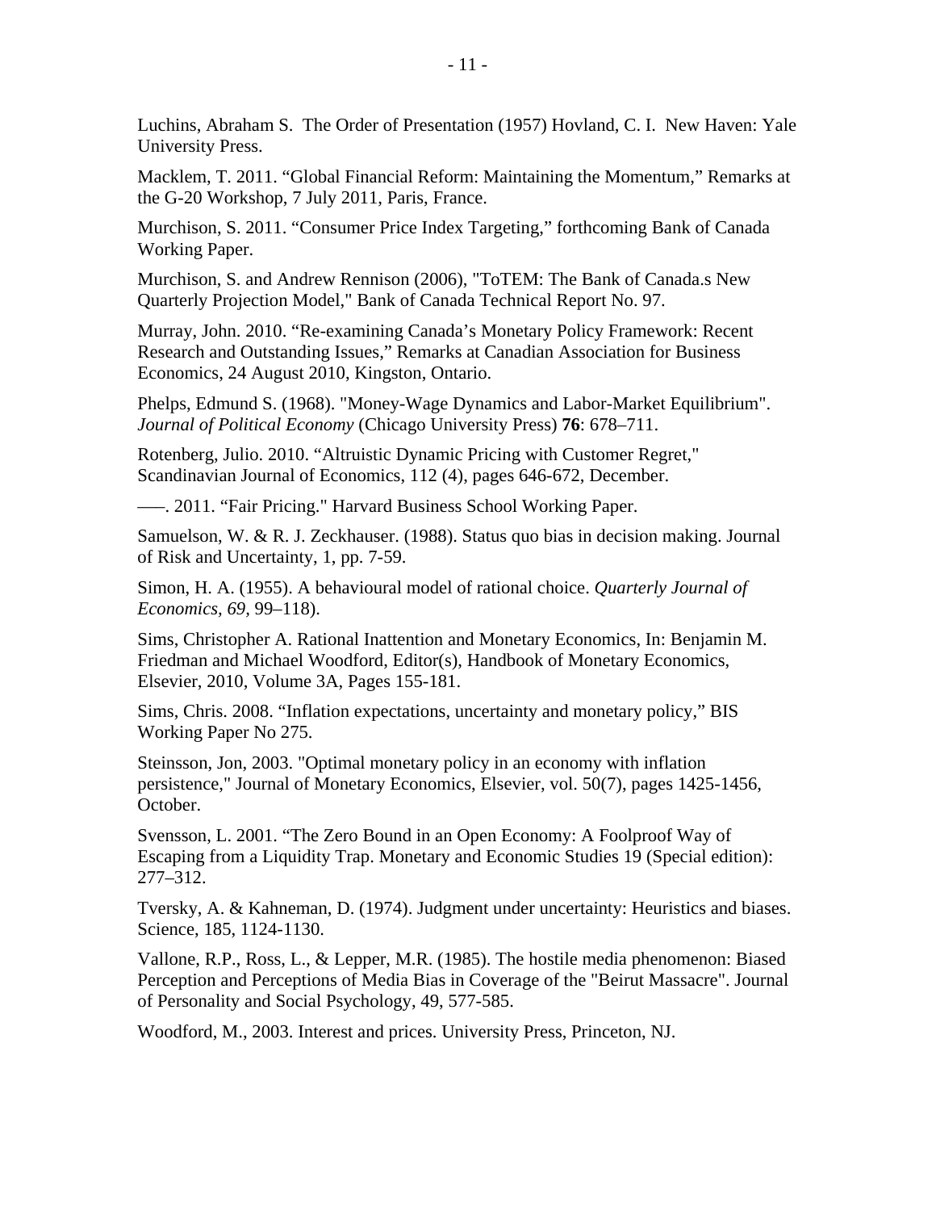Luchins, Abraham S.  The Order of Presentation (1957) Hovland, C. I.  New Haven: Yale University Press.

Macklem, T. 2011. "Global Financial Reform: Maintaining the Momentum," Remarks at the G-20 Workshop, 7 July 2011, Paris, France.

Murchison, S. 2011. "Consumer Price Index Targeting," forthcoming Bank of Canada Working Paper.

Murchison, S. and Andrew Rennison (2006), "ToTEM: The Bank of Canada.s New Quarterly Projection Model," Bank of Canada Technical Report No. 97.

Murray, John. 2010. "Re-examining Canada's Monetary Policy Framework: Recent Research and Outstanding Issues," Remarks at Canadian Association for Business Economics, 24 August 2010, Kingston, Ontario.

Phelps, Edmund S. (1968). "Money-Wage Dynamics and Labor-Market Equilibrium". *Journal of Political Economy* (Chicago University Press) **76**: 678–711.

Rotenberg, Julio. 2010. "Altruistic Dynamic Pricing with Customer Regret," Scandinavian Journal of Economics, 112 (4), pages 646-672, December.

–––. 2011. "Fair Pricing." Harvard Business School Working Paper.

Samuelson, W. & R. J. Zeckhauser. (1988). Status quo bias in decision making. Journal of Risk and Uncertainty, 1, pp. 7-59.

Simon, H. A. (1955). A behavioural model of rational choice. *Quarterly Journal of Economics, 69,* 99–118).

Sims, Christopher A. Rational Inattention and Monetary Economics, In: Benjamin M. Friedman and Michael Woodford, Editor(s), Handbook of Monetary Economics, Elsevier, 2010, Volume 3A, Pages 155-181.

Sims, Chris. 2008. "Inflation expectations, uncertainty and monetary policy," BIS Working Paper No 275.

Steinsson, Jon, 2003. "Optimal monetary policy in an economy with inflation persistence," Journal of Monetary Economics, Elsevier, vol. 50(7), pages 1425-1456, October.

Svensson, L. 2001. "The Zero Bound in an Open Economy: A Foolproof Way of Escaping from a Liquidity Trap. Monetary and Economic Studies 19 (Special edition): 277–312.

Tversky, A. & Kahneman, D. (1974). Judgment under uncertainty: Heuristics and biases. Science, 185, 1124-1130.

Vallone, R.P., Ross, L., & Lepper, M.R. (1985). The hostile media phenomenon: Biased Perception and Perceptions of Media Bias in Coverage of the "Beirut Massacre". Journal of Personality and Social Psychology, 49, 577-585.

Woodford, M., 2003. Interest and prices. University Press, Princeton, NJ.